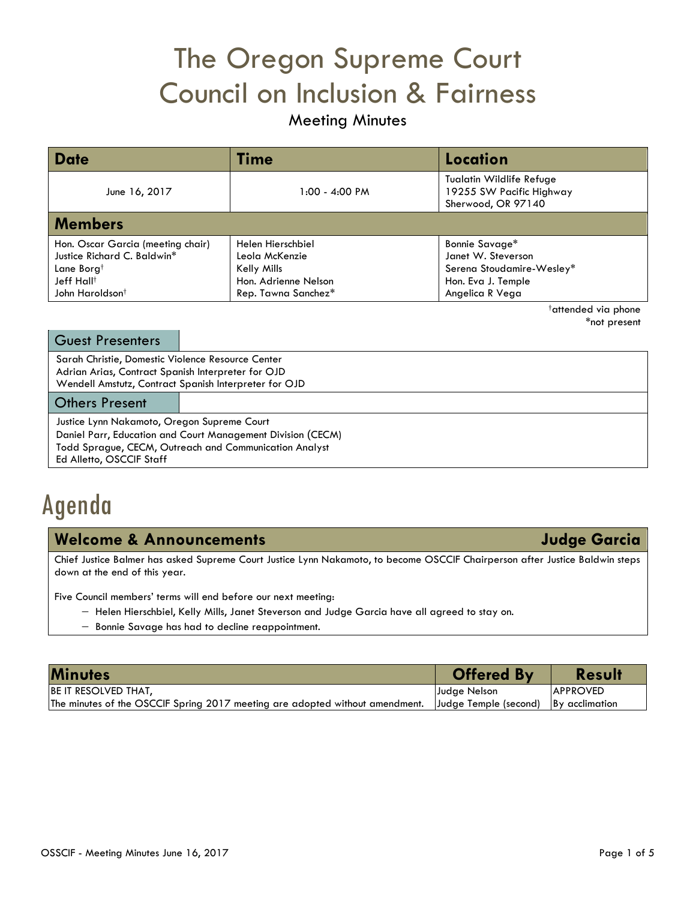# The Oregon Supreme Court Council on Inclusion & Fairness

## Meeting Minutes

| Date | Time | Location |
|---|---|---|
| June 16, 2017 | 1:00 - 4:00 PM | Tualatin Wildlife Refuge<br>19255 SW Pacific Highway<br>Sherwood, OR 97140 |

| Members | | |
|---|---|---|
| Hon. Oscar Garcia (meeting chair)<br>Justice Richard C. Baldwin*<br>Lane Borg†<br>Jeff Hall†<br>John Haroldson† | Helen Hierschbiel<br>Leola McKenzie<br>Kelly Mills<br>Hon. Adrienne Nelson<br>Rep. Tawna Sanchez* | Bonnie Savage*<br>Janet W. Steverson<br>Serena Stoudamire-Wesley*<br>Hon. Eva J. Temple<br>Angelica R Vega |

†attended via phone
*not present

**Guest Presenters**

Sarah Christie, Domestic Violence Resource Center
Adrian Arias, Contract Spanish Interpreter for OJD
Wendell Amstutz, Contract Spanish Interpreter for OJD

**Others Present**

Justice Lynn Nakamoto, Oregon Supreme Court
Daniel Parr, Education and Court Management Division (CECM)
Todd Sprague, CECM, Outreach and Communication Analyst
Ed Alletto, OSCCIF Staff

# Agenda

## Welcome & Announcements — Judge Garcia

Chief Justice Balmer has asked Supreme Court Justice Lynn Nakamoto, to become OSCCIF Chairperson after Justice Baldwin steps down at the end of this year.

Five Council members' terms will end before our next meeting:

- Helen Hierschbiel, Kelly Mills, Janet Steverson and Judge Garcia have all agreed to stay on.
- Bonnie Savage has had to decline reappointment.

| Minutes | Offered By | Result |
|---|---|---|
| BE IT RESOLVED THAT,<br>The minutes of the OSCCIF Spring 2017 meeting are adopted without amendment. | Judge Nelson<br>Judge Temple (second) | APPROVED<br>By acclimation |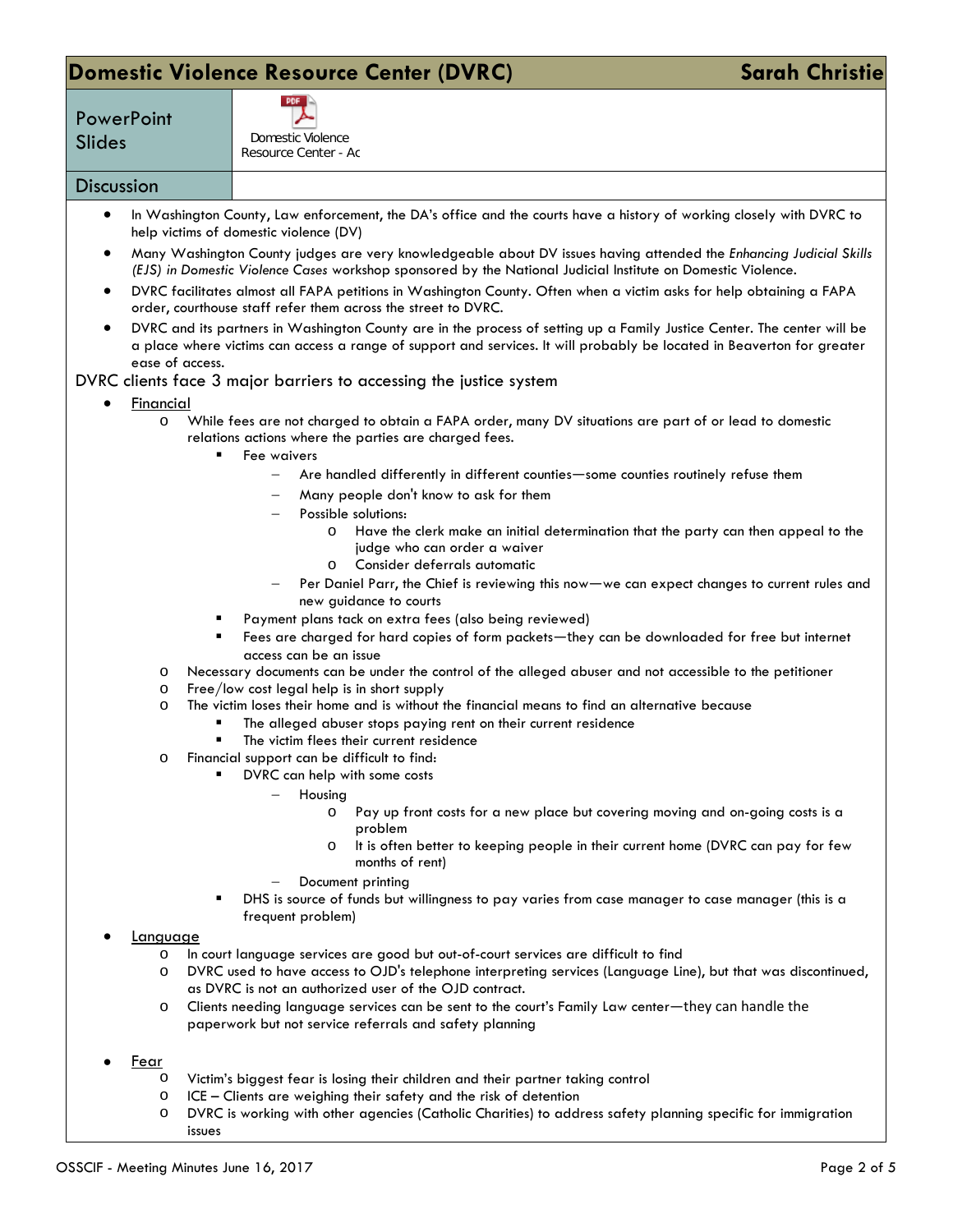## Domestic Violence Resource Center (DVRC) — Sarah Christie

| PowerPoint Slides | Domestic Violence Resource Center - Ac |
|---|---|
| **Discussion** | |

- In Washington County, Law enforcement, the DA's office and the courts have a history of working closely with DVRC to help victims of domestic violence (DV)
- Many Washington County judges are very knowledgeable about DV issues having attended the *Enhancing Judicial Skills (EJS) in Domestic Violence Cases* workshop sponsored by the National Judicial Institute on Domestic Violence.
- DVRC facilitates almost all FAPA petitions in Washington County. Often when a victim asks for help obtaining a FAPA order, courthouse staff refer them across the street to DVRC.
- DVRC and its partners in Washington County are in the process of setting up a Family Justice Center. The center will be a place where victims can access a range of support and services. It will probably be located in Beaverton for greater ease of access.

DVRC clients face 3 major barriers to accessing the justice system

- Financial
  - While fees are not charged to obtain a FAPA order, many DV situations are part of or lead to domestic relations actions where the parties are charged fees.
    - Fee waivers
      - Are handled differently in different counties—some counties routinely refuse them
      - Many people don't know to ask for them
      - Possible solutions:
        - Have the clerk make an initial determination that the party can then appeal to the judge who can order a waiver
        - Consider deferrals automatic
      - Per Daniel Parr, the Chief is reviewing this now—we can expect changes to current rules and new guidance to courts
    - Payment plans tack on extra fees (also being reviewed)
    - Fees are charged for hard copies of form packets—they can be downloaded for free but internet access can be an issue
  - Necessary documents can be under the control of the alleged abuser and not accessible to the petitioner
  - Free/low cost legal help is in short supply
  - The victim loses their home and is without the financial means to find an alternative because
    - The alleged abuser stops paying rent on their current residence
    - The victim flees their current residence
  - Financial support can be difficult to find:
    - DVRC can help with some costs
      - Housing
        - Pay up front costs for a new place but covering moving and on-going costs is a problem
        - It is often better to keeping people in their current home (DVRC can pay for few months of rent)
      - Document printing
    - DHS is source of funds but willingness to pay varies from case manager to case manager (this is a frequent problem)
- Language
  - In court language services are good but out-of-court services are difficult to find
  - DVRC used to have access to OJD's telephone interpreting services (Language Line), but that was discontinued, as DVRC is not an authorized user of the OJD contract.
  - Clients needing language services can be sent to the court's Family Law center—they can handle the paperwork but not service referrals and safety planning
- Fear
  - Victim's biggest fear is losing their children and their partner taking control
  - ICE – Clients are weighing their safety and the risk of detention
  - DVRC is working with other agencies (Catholic Charities) to address safety planning specific for immigration issues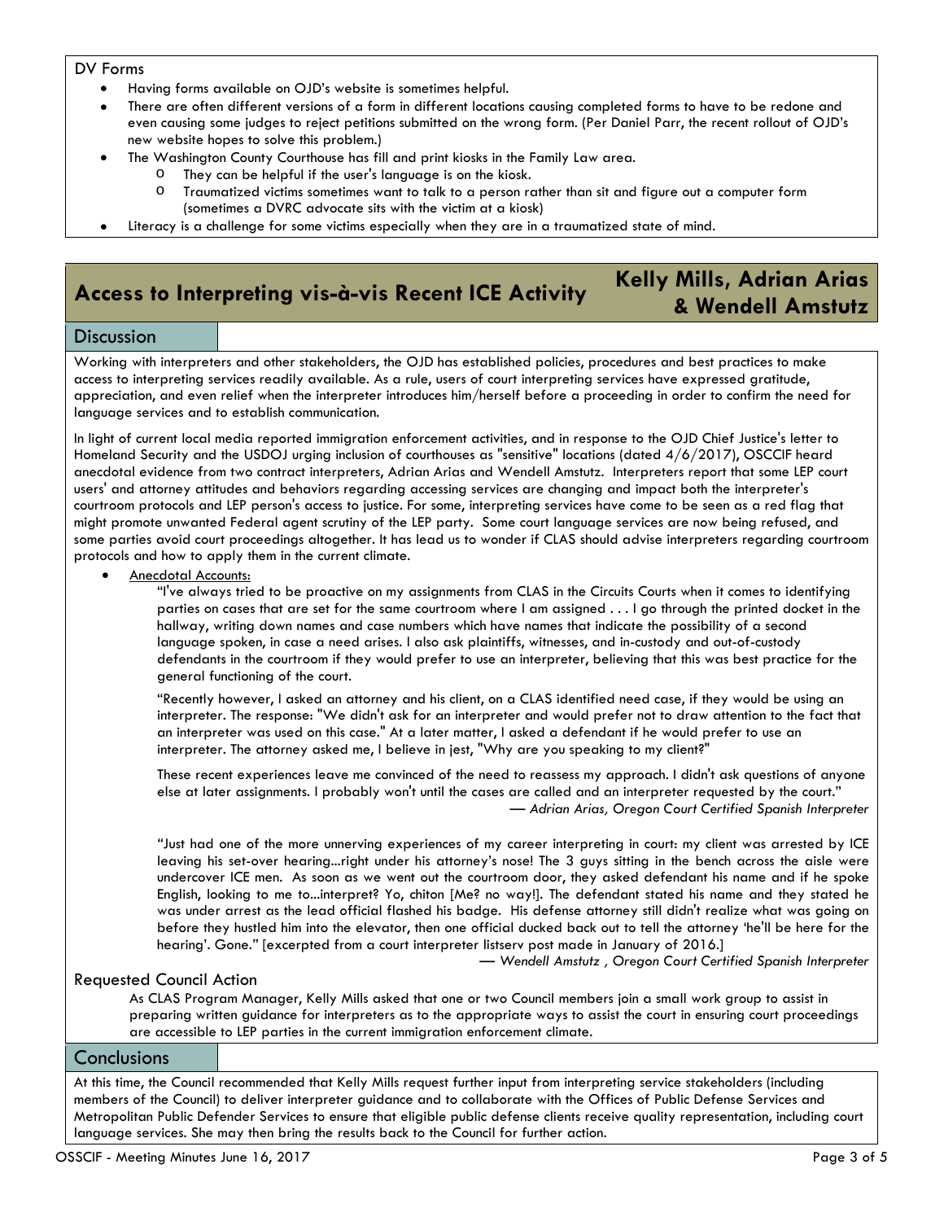DV Forms

- Having forms available on OJD's website is sometimes helpful.
- There are often different versions of a form in different locations causing completed forms to have to be redone and even causing some judges to reject petitions submitted on the wrong form. (Per Daniel Parr, the recent rollout of OJD's new website hopes to solve this problem.)
- The Washington County Courthouse has fill and print kiosks in the Family Law area.
  - They can be helpful if the user's language is on the kiosk.
  - Traumatized victims sometimes want to talk to a person rather than sit and figure out a computer form (sometimes a DVRC advocate sits with the victim at a kiosk)
- Literacy is a challenge for some victims especially when they are in a traumatized state of mind.

## Access to Interpreting vis-à-vis Recent ICE Activity

**Kelly Mills, Adrian Arias & Wendell Amstutz**

### Discussion

Working with interpreters and other stakeholders, the OJD has established policies, procedures and best practices to make access to interpreting services readily available. As a rule, users of court interpreting services have expressed gratitude, appreciation, and even relief when the interpreter introduces him/herself before a proceeding in order to confirm the need for language services and to establish communication.

In light of current local media reported immigration enforcement activities, and in response to the OJD Chief Justice's letter to Homeland Security and the USDOJ urging inclusion of courthouses as "sensitive" locations (dated 4/6/2017), OSCCIF heard anecdotal evidence from two contract interpreters, Adrian Arias and Wendell Amstutz. Interpreters report that some LEP court users' and attorney attitudes and behaviors regarding accessing services are changing and impact both the interpreter's courtroom protocols and LEP person's access to justice. For some, interpreting services have come to be seen as a red flag that might promote unwanted Federal agent scrutiny of the LEP party. Some court language services are now being refused, and some parties avoid court proceedings altogether. It has lead us to wonder if CLAS should advise interpreters regarding courtroom protocols and how to apply them in the current climate.

- Anecdotal Accounts:

  "I've always tried to be proactive on my assignments from CLAS in the Circuits Courts when it comes to identifying parties on cases that are set for the same courtroom where I am assigned . . . I go through the printed docket in the hallway, writing down names and case numbers which have names that indicate the possibility of a second language spoken, in case a need arises. I also ask plaintiffs, witnesses, and in-custody and out-of-custody defendants in the courtroom if they would prefer to use an interpreter, believing that this was best practice for the general functioning of the court.

  "Recently however, I asked an attorney and his client, on a CLAS identified need case, if they would be using an interpreter. The response: "We didn't ask for an interpreter and would prefer not to draw attention to the fact that an interpreter was used on this case." At a later matter, I asked a defendant if he would prefer to use an interpreter. The attorney asked me, I believe in jest, "Why are you speaking to my client?"

  These recent experiences leave me convinced of the need to reassess my approach. I didn't ask questions of anyone else at later assignments. I probably won't until the cases are called and an interpreter requested by the court."

  *— Adrian Arias, Oregon Court Certified Spanish Interpreter*

  "Just had one of the more unnerving experiences of my career interpreting in court: my client was arrested by ICE leaving his set-over hearing...right under his attorney's nose! The 3 guys sitting in the bench across the aisle were undercover ICE men. As soon as we went out the courtroom door, they asked defendant his name and if he spoke English, looking to me to...interpret? Yo, chiton [Me? no way!]. The defendant stated his name and they stated he was under arrest as the lead official flashed his badge. His defense attorney still didn't realize what was going on before they hustled him into the elevator, then one official ducked back out to tell the attorney 'he'll be here for the hearing'. Gone." [excerpted from a court interpreter listserv post made in January of 2016.]

  *— Wendell Amstutz , Oregon Court Certified Spanish Interpreter*

### Requested Council Action

As CLAS Program Manager, Kelly Mills asked that one or two Council members join a small work group to assist in preparing written guidance for interpreters as to the appropriate ways to assist the court in ensuring court proceedings are accessible to LEP parties in the current immigration enforcement climate.

### Conclusions

At this time, the Council recommended that Kelly Mills request further input from interpreting service stakeholders (including members of the Council) to deliver interpreter guidance and to collaborate with the Offices of Public Defense Services and Metropolitan Public Defender Services to ensure that eligible public defense clients receive quality representation, including court language services. She may then bring the results back to the Council for further action.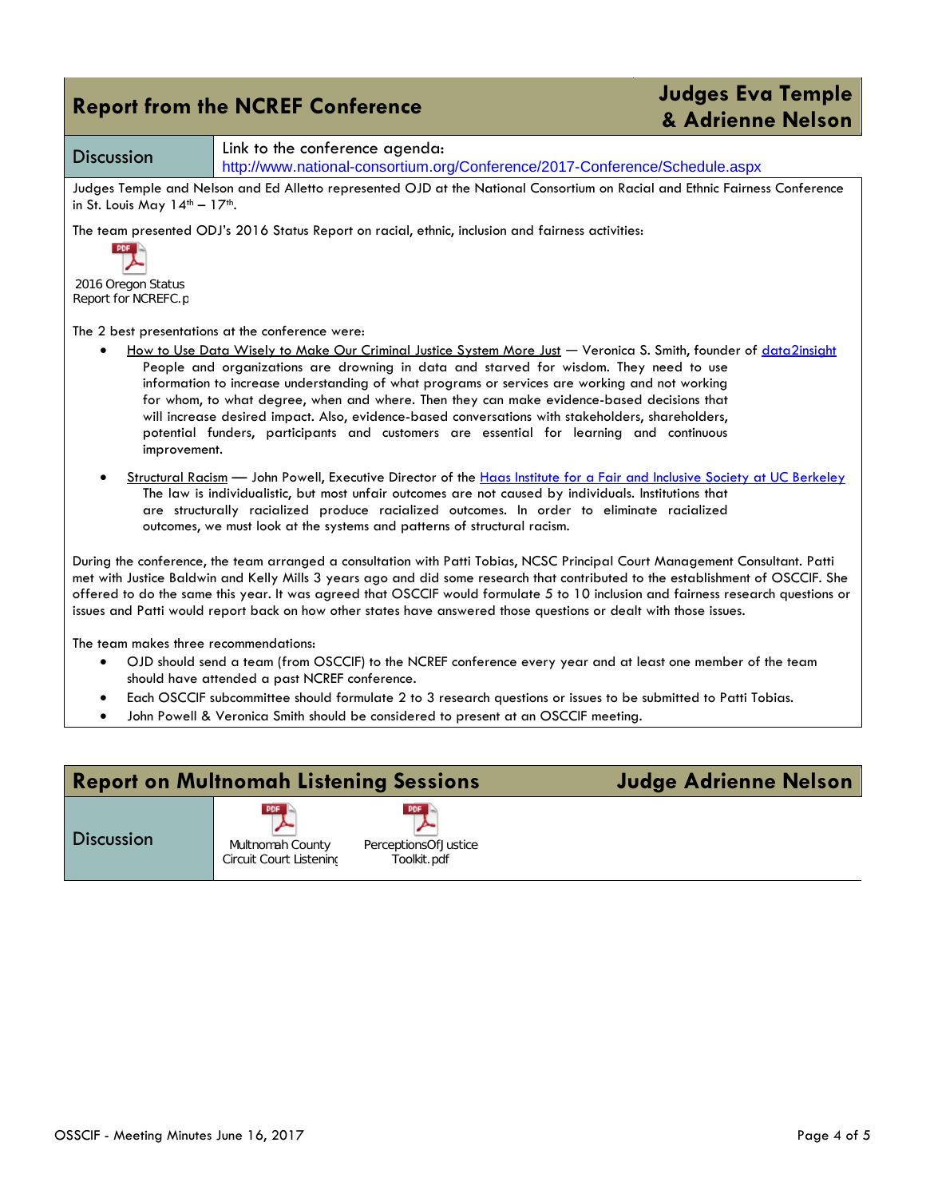## Report from the NCREF Conference — Judges Eva Temple & Adrienne Nelson

**Discussion** — Link to the conference agenda: http://www.national-consortium.org/Conference/2017-Conference/Schedule.aspx

Judges Temple and Nelson and Ed Alletto represented OJD at the National Consortium on Racial and Ethnic Fairness Conference in St. Louis May 14th – 17th.

The team presented ODJ's 2016 Status Report on racial, ethnic, inclusion and fairness activities:

2016 Oregon Status Report for NCREFC.p

The 2 best presentations at the conference were:

- How to Use Data Wisely to Make Our Criminal Justice System More Just — Veronica S. Smith, founder of data2insight
  People and organizations are drowning in data and starved for wisdom. They need to use information to increase understanding of what programs or services are working and not working for whom, to what degree, when and where. Then they can make evidence-based decisions that will increase desired impact. Also, evidence-based conversations with stakeholders, shareholders, potential funders, participants and customers are essential for learning and continuous improvement.
- Structural Racism — John Powell, Executive Director of the Haas Institute for a Fair and Inclusive Society at UC Berkeley
  The law is individualistic, but most unfair outcomes are not caused by individuals. Institutions that are structurally racialized produce racialized outcomes. In order to eliminate racialized outcomes, we must look at the systems and patterns of structural racism.

During the conference, the team arranged a consultation with Patti Tobias, NCSC Principal Court Management Consultant. Patti met with Justice Baldwin and Kelly Mills 3 years ago and did some research that contributed to the establishment of OSCCIF. She offered to do the same this year. It was agreed that OSCCIF would formulate 5 to 10 inclusion and fairness research questions or issues and Patti would report back on how other states have answered those questions or dealt with those issues.

The team makes three recommendations:

- OJD should send a team (from OSCCIF) to the NCREF conference every year and at least one member of the team should have attended a past NCREF conference.
- Each OSCCIF subcommittee should formulate 2 to 3 research questions or issues to be submitted to Patti Tobias.
- John Powell & Veronica Smith should be considered to present at an OSCCIF meeting.

## Report on Multnomah Listening Sessions — Judge Adrienne Nelson

**Discussion**

Multnomah County Circuit Court Listening

PerceptionsOfJustice Toolkit.pdf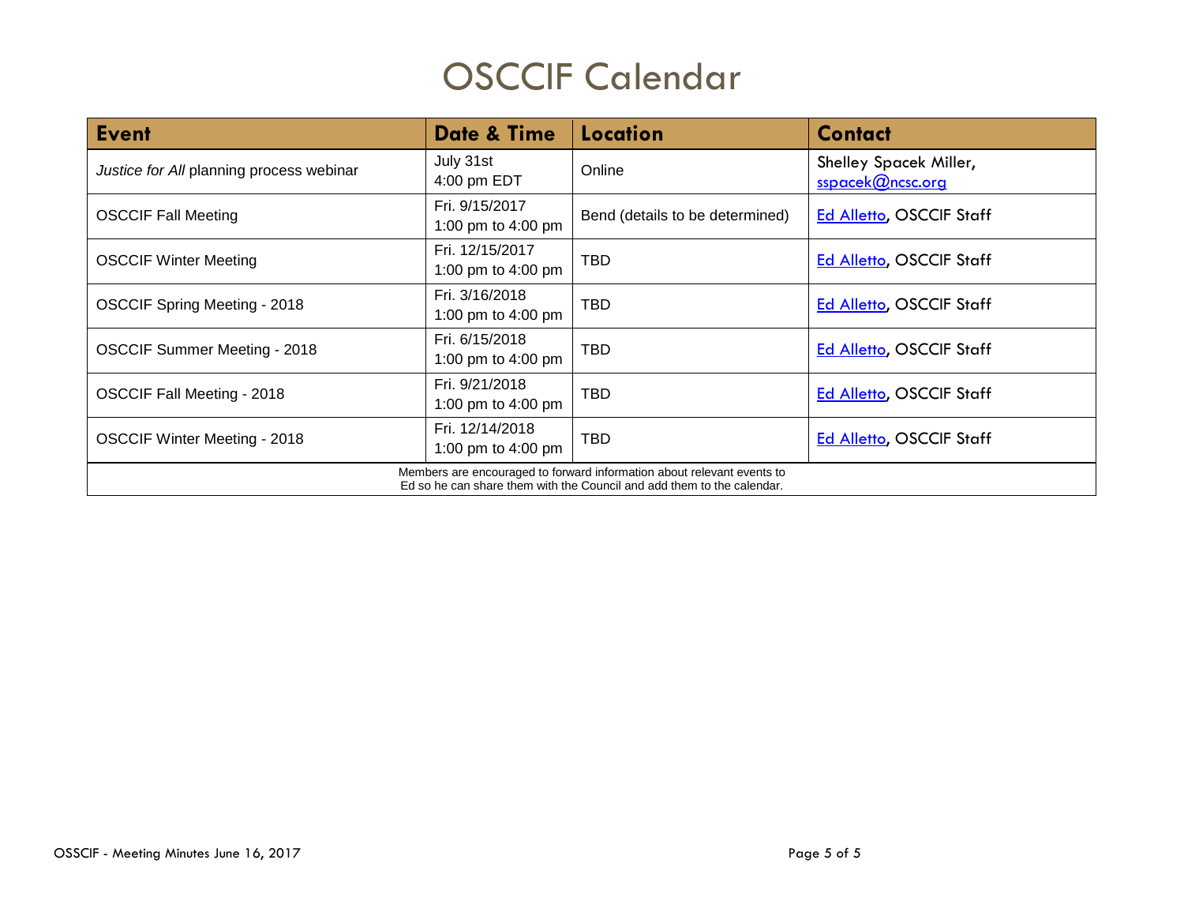# OSCCIF Calendar

| Event | Date & Time | Location | Contact |
|---|---|---|---|
| *Justice for All* planning process webinar | July 31st<br>4:00 pm EDT | Online | Shelley Spacek Miller, sspacek@ncsc.org |
| OSCCIF Fall Meeting | Fri. 9/15/2017<br>1:00 pm to 4:00 pm | Bend (details to be determined) | Ed Alletto, OSCCIF Staff |
| OSCCIF Winter Meeting | Fri. 12/15/2017<br>1:00 pm to 4:00 pm | TBD | Ed Alletto, OSCCIF Staff |
| OSCCIF Spring Meeting - 2018 | Fri. 3/16/2018<br>1:00 pm to 4:00 pm | TBD | Ed Alletto, OSCCIF Staff |
| OSCCIF Summer Meeting - 2018 | Fri. 6/15/2018<br>1:00 pm to 4:00 pm | TBD | Ed Alletto, OSCCIF Staff |
| OSCCIF Fall Meeting - 2018 | Fri. 9/21/2018<br>1:00 pm to 4:00 pm | TBD | Ed Alletto, OSCCIF Staff |
| OSCCIF Winter Meeting - 2018 | Fri. 12/14/2018<br>1:00 pm to 4:00 pm | TBD | Ed Alletto, OSCCIF Staff |
| Members are encouraged to forward information about relevant events to Ed so he can share them with the Council and add them to the calendar. | | | |